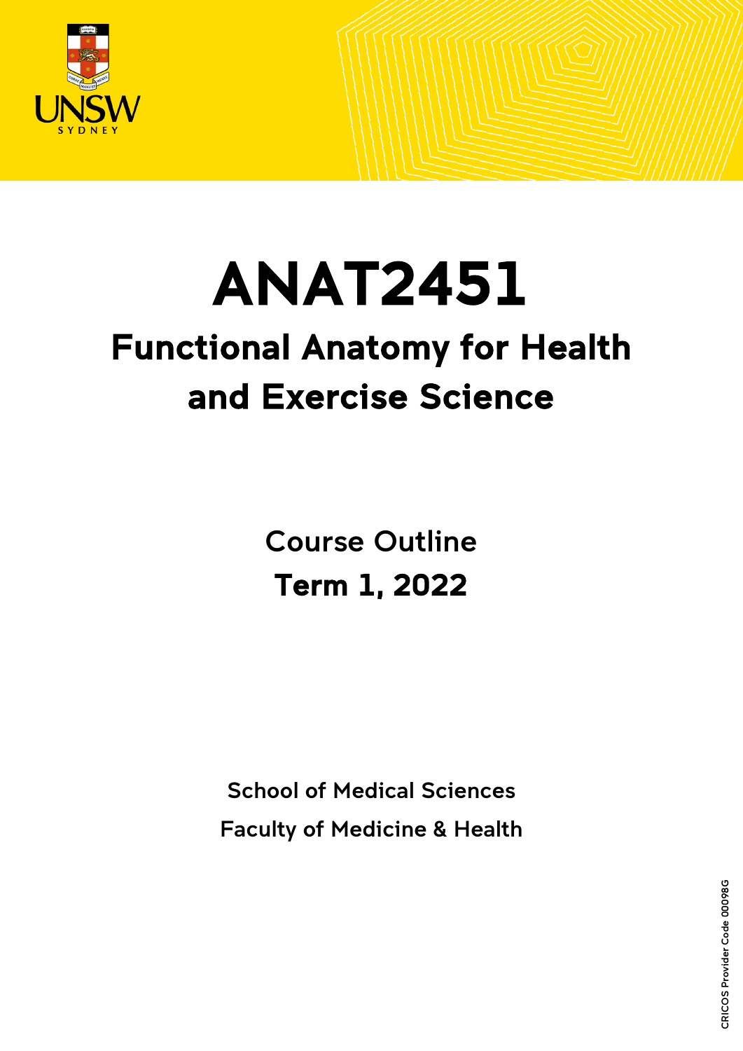# ANAT2451

## Functional Anatomy for Health and Exercise Science

Course Outline

**Term 1, 2022**

School of Medical Sciences

Faculty of Medicine & Health

CRICOS Provider Code 00098G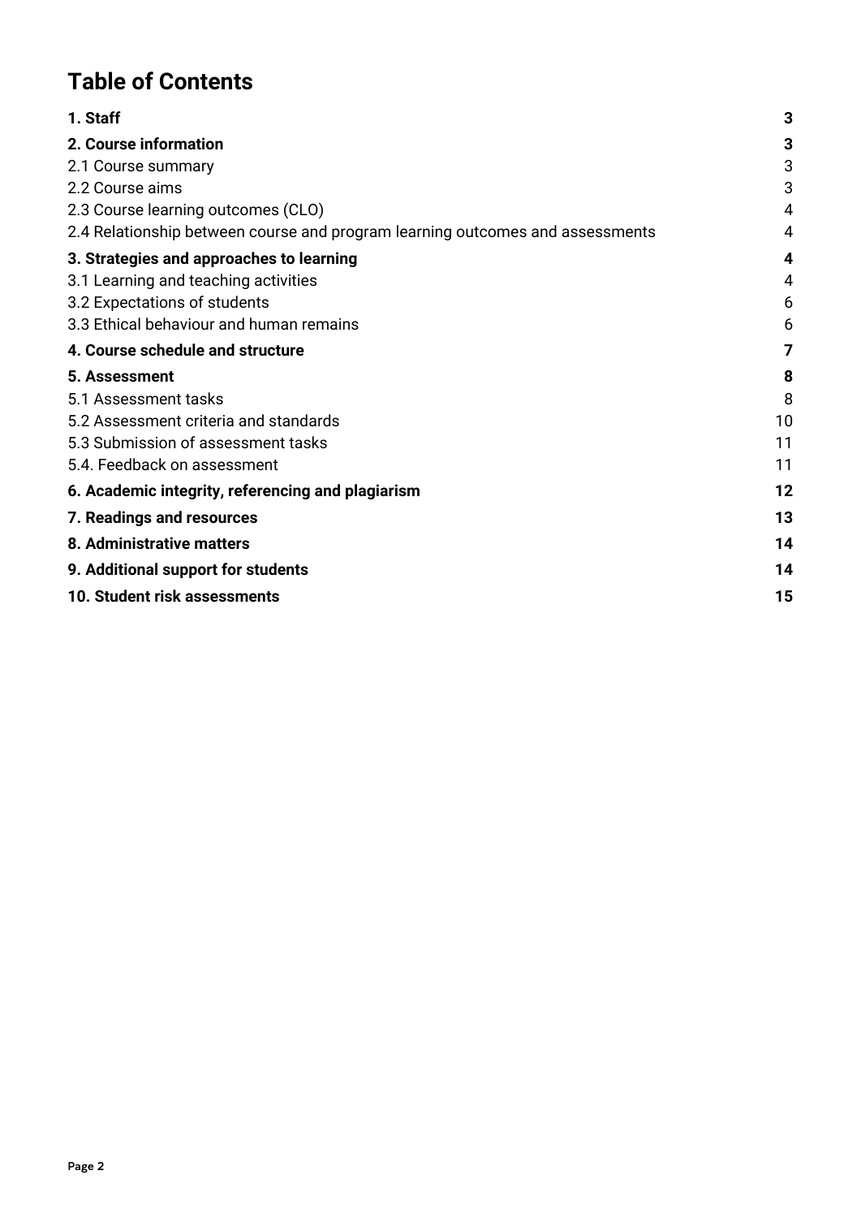# Table of Contents

| | |
|---|---|
| **1. Staff** | **3** |
| **2. Course information** | **3** |
| 2.1 Course summary | 3 |
| 2.2 Course aims | 3 |
| 2.3 Course learning outcomes (CLO) | 4 |
| 2.4 Relationship between course and program learning outcomes and assessments | 4 |
| **3. Strategies and approaches to learning** | **4** |
| 3.1 Learning and teaching activities | 4 |
| 3.2 Expectations of students | 6 |
| 3.3 Ethical behaviour and human remains | 6 |
| **4. Course schedule and structure** | **7** |
| **5. Assessment** | **8** |
| 5.1 Assessment tasks | 8 |
| 5.2 Assessment criteria and standards | 10 |
| 5.3 Submission of assessment tasks | 11 |
| 5.4. Feedback on assessment | 11 |
| **6. Academic integrity, referencing and plagiarism** | **12** |
| **7. Readings and resources** | **13** |
| **8. Administrative matters** | **14** |
| **9. Additional support for students** | **14** |
| **10. Student risk assessments** | **15** |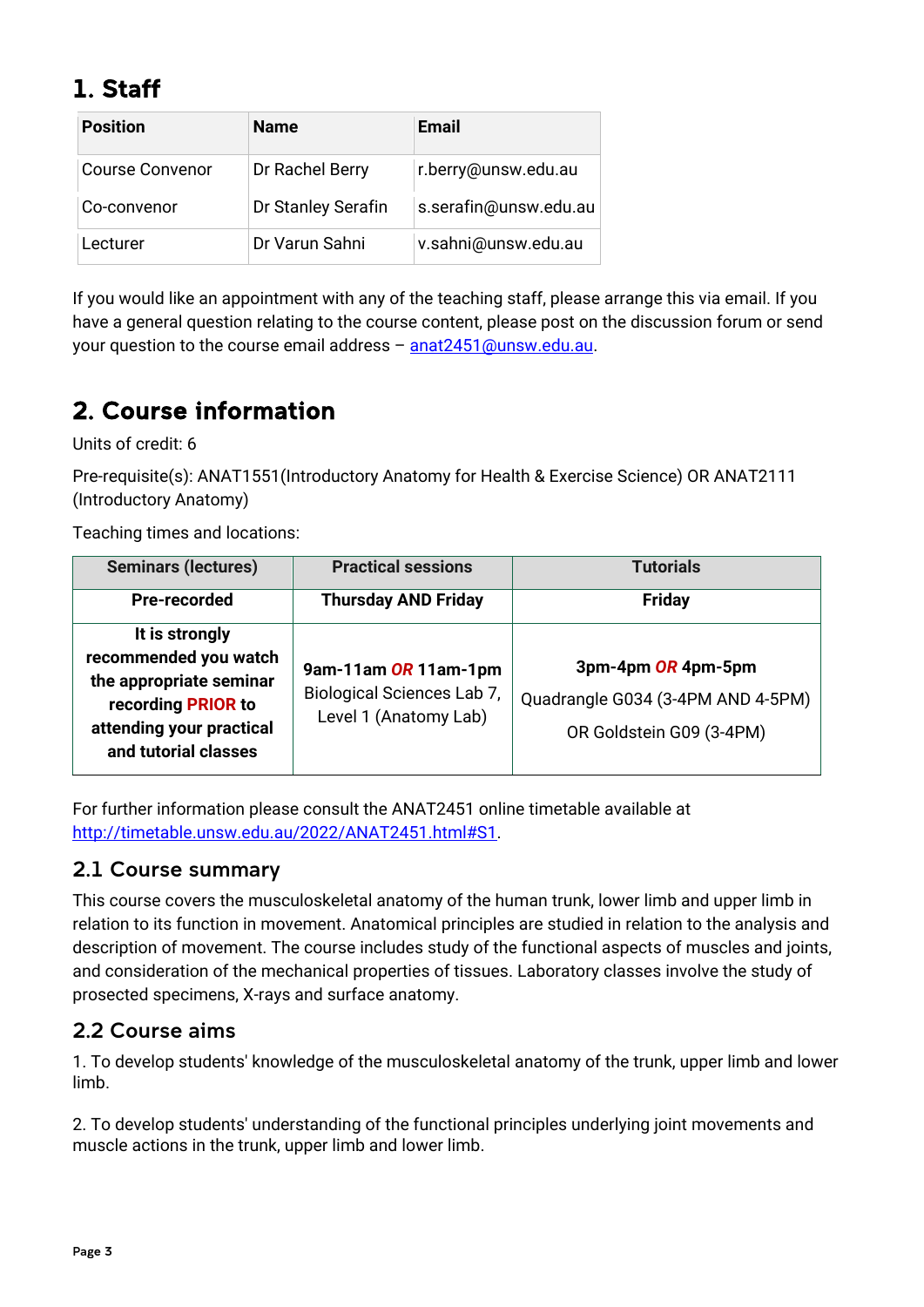# 1. Staff

| Position | Name | Email |
|---|---|---|
| Course Convenor | Dr Rachel Berry | r.berry@unsw.edu.au |
| Co-convenor | Dr Stanley Serafin | s.serafin@unsw.edu.au |
| Lecturer | Dr Varun Sahni | v.sahni@unsw.edu.au |

If you would like an appointment with any of the teaching staff, please arrange this via email. If you have a general question relating to the course content, please post on the discussion forum or send your question to the course email address – anat2451@unsw.edu.au.

# 2. Course information

Units of credit: 6

Pre-requisite(s): ANAT1551(Introductory Anatomy for Health & Exercise Science) OR ANAT2111 (Introductory Anatomy)

Teaching times and locations:

| Seminars (lectures) | Practical sessions | Tutorials |
|---|---|---|
| **Pre-recorded** | **Thursday AND Friday** | **Friday** |
| **It is strongly recommended you watch the appropriate seminar recording PRIOR to attending your practical and tutorial classes** | **9am-11am *OR* 11am-1pm** Biological Sciences Lab 7, Level 1 (Anatomy Lab) | **3pm-4pm *OR* 4pm-5pm** Quadrangle G034 (3-4PM AND 4-5PM) OR Goldstein G09 (3-4PM) |

For further information please consult the ANAT2451 online timetable available at http://timetable.unsw.edu.au/2022/ANAT2451.html#S1.

## 2.1 Course summary

This course covers the musculoskeletal anatomy of the human trunk, lower limb and upper limb in relation to its function in movement. Anatomical principles are studied in relation to the analysis and description of movement. The course includes study of the functional aspects of muscles and joints, and consideration of the mechanical properties of tissues. Laboratory classes involve the study of prosected specimens, X-rays and surface anatomy.

## 2.2 Course aims

1. To develop students' knowledge of the musculoskeletal anatomy of the trunk, upper limb and lower limb.

2. To develop students' understanding of the functional principles underlying joint movements and muscle actions in the trunk, upper limb and lower limb.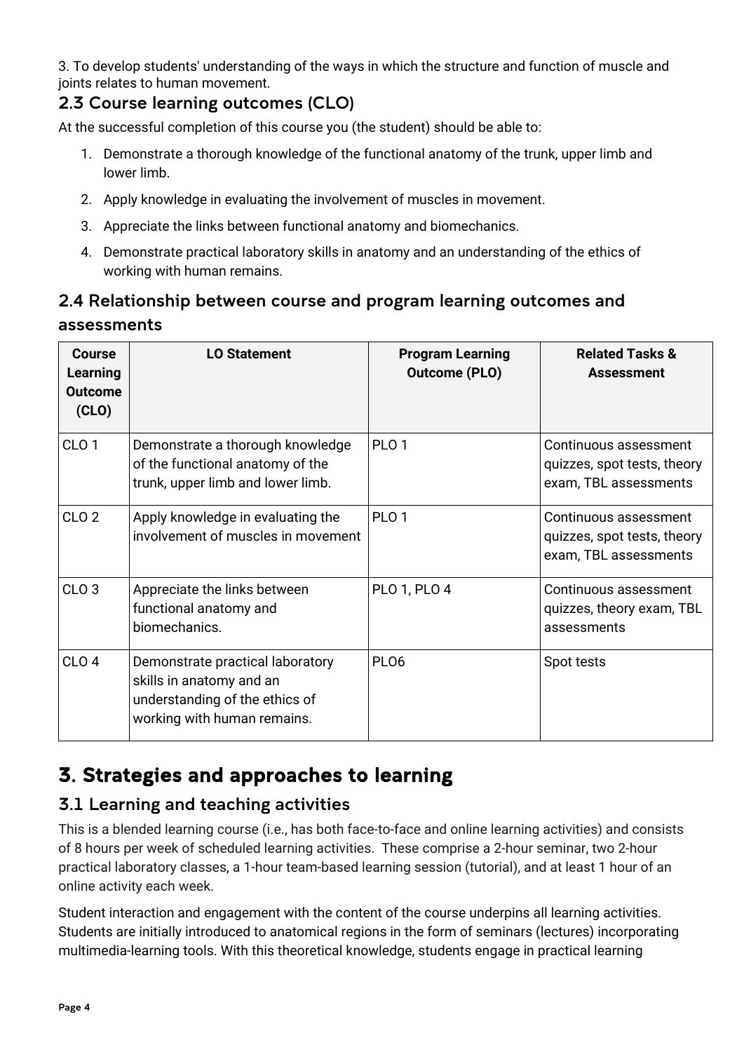3. To develop students' understanding of the ways in which the structure and function of muscle and joints relates to human movement.

### 2.3 Course learning outcomes (CLO)

At the successful completion of this course you (the student) should be able to:

1. Demonstrate a thorough knowledge of the functional anatomy of the trunk, upper limb and lower limb.
2. Apply knowledge in evaluating the involvement of muscles in movement.
3. Appreciate the links between functional anatomy and biomechanics.
4. Demonstrate practical laboratory skills in anatomy and an understanding of the ethics of working with human remains.

### 2.4 Relationship between course and program learning outcomes and assessments

| Course Learning Outcome (CLO) | LO Statement | Program Learning Outcome (PLO) | Related Tasks & Assessment |
|---|---|---|---|
| CLO 1 | Demonstrate a thorough knowledge of the functional anatomy of the trunk, upper limb and lower limb. | PLO 1 | Continuous assessment quizzes, spot tests, theory exam, TBL assessments |
| CLO 2 | Apply knowledge in evaluating the involvement of muscles in movement | PLO 1 | Continuous assessment quizzes, spot tests, theory exam, TBL assessments |
| CLO 3 | Appreciate the links between functional anatomy and biomechanics. | PLO 1, PLO 4 | Continuous assessment quizzes, theory exam, TBL assessments |
| CLO 4 | Demonstrate practical laboratory skills in anatomy and an understanding of the ethics of working with human remains. | PLO6 | Spot tests |

## 3. Strategies and approaches to learning

### 3.1 Learning and teaching activities

This is a blended learning course (i.e., has both face-to-face and online learning activities) and consists of 8 hours per week of scheduled learning activities. These comprise a 2-hour seminar, two 2-hour practical laboratory classes, a 1-hour team-based learning session (tutorial), and at least 1 hour of an online activity each week.

Student interaction and engagement with the content of the course underpins all learning activities. Students are initially introduced to anatomical regions in the form of seminars (lectures) incorporating multimedia-learning tools. With this theoretical knowledge, students engage in practical learning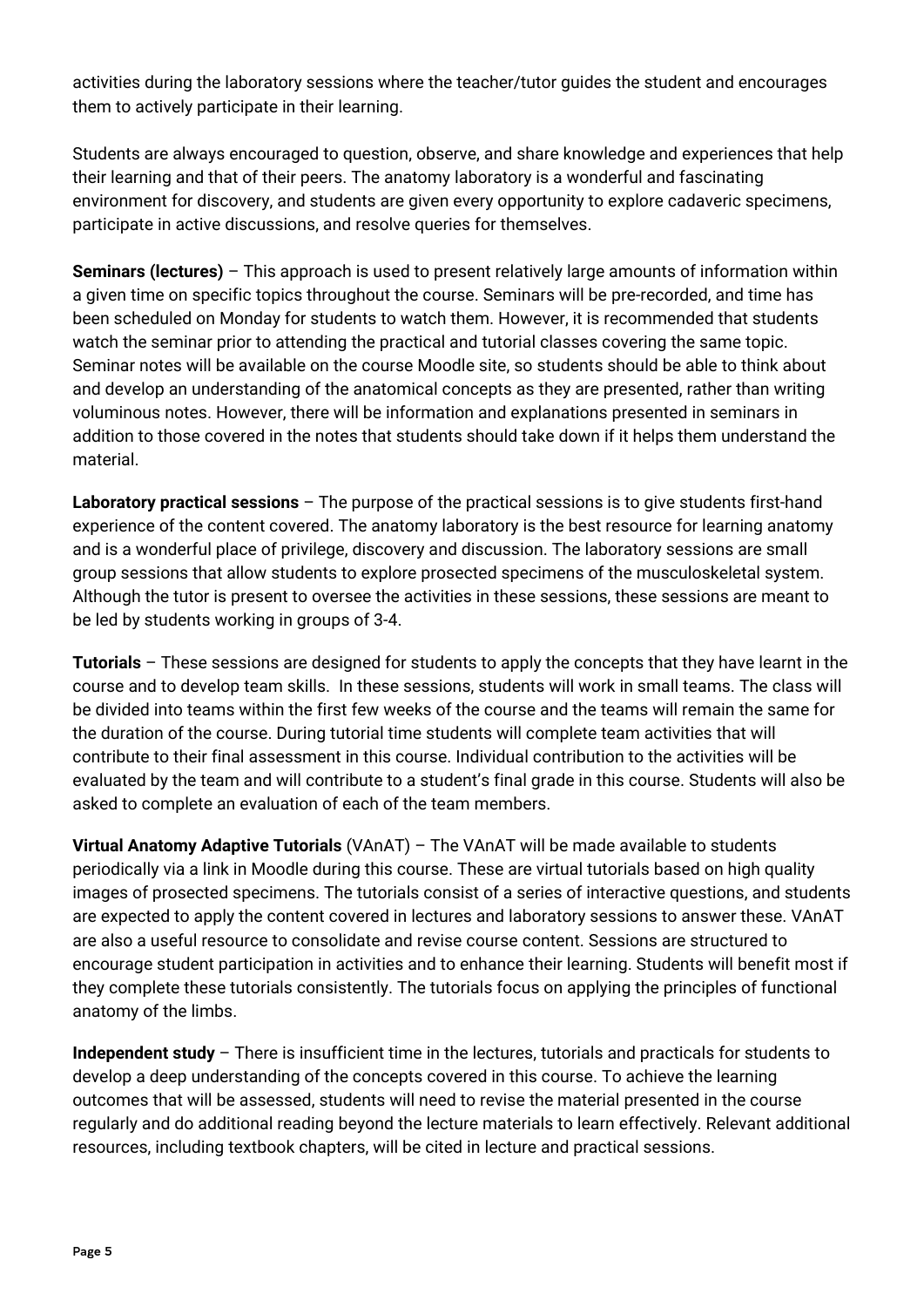activities during the laboratory sessions where the teacher/tutor guides the student and encourages them to actively participate in their learning.

Students are always encouraged to question, observe, and share knowledge and experiences that help their learning and that of their peers. The anatomy laboratory is a wonderful and fascinating environment for discovery, and students are given every opportunity to explore cadaveric specimens, participate in active discussions, and resolve queries for themselves.

**Seminars (lectures)** – This approach is used to present relatively large amounts of information within a given time on specific topics throughout the course. Seminars will be pre-recorded, and time has been scheduled on Monday for students to watch them. However, it is recommended that students watch the seminar prior to attending the practical and tutorial classes covering the same topic. Seminar notes will be available on the course Moodle site, so students should be able to think about and develop an understanding of the anatomical concepts as they are presented, rather than writing voluminous notes. However, there will be information and explanations presented in seminars in addition to those covered in the notes that students should take down if it helps them understand the material.

**Laboratory practical sessions** – The purpose of the practical sessions is to give students first-hand experience of the content covered. The anatomy laboratory is the best resource for learning anatomy and is a wonderful place of privilege, discovery and discussion. The laboratory sessions are small group sessions that allow students to explore prosected specimens of the musculoskeletal system. Although the tutor is present to oversee the activities in these sessions, these sessions are meant to be led by students working in groups of 3-4.

**Tutorials** – These sessions are designed for students to apply the concepts that they have learnt in the course and to develop team skills. In these sessions, students will work in small teams. The class will be divided into teams within the first few weeks of the course and the teams will remain the same for the duration of the course. During tutorial time students will complete team activities that will contribute to their final assessment in this course. Individual contribution to the activities will be evaluated by the team and will contribute to a student's final grade in this course. Students will also be asked to complete an evaluation of each of the team members.

**Virtual Anatomy Adaptive Tutorials** (VAnAT) – The VAnAT will be made available to students periodically via a link in Moodle during this course. These are virtual tutorials based on high quality images of prosected specimens. The tutorials consist of a series of interactive questions, and students are expected to apply the content covered in lectures and laboratory sessions to answer these. VAnAT are also a useful resource to consolidate and revise course content. Sessions are structured to encourage student participation in activities and to enhance their learning. Students will benefit most if they complete these tutorials consistently. The tutorials focus on applying the principles of functional anatomy of the limbs.

**Independent study** – There is insufficient time in the lectures, tutorials and practicals for students to develop a deep understanding of the concepts covered in this course. To achieve the learning outcomes that will be assessed, students will need to revise the material presented in the course regularly and do additional reading beyond the lecture materials to learn effectively. Relevant additional resources, including textbook chapters, will be cited in lecture and practical sessions.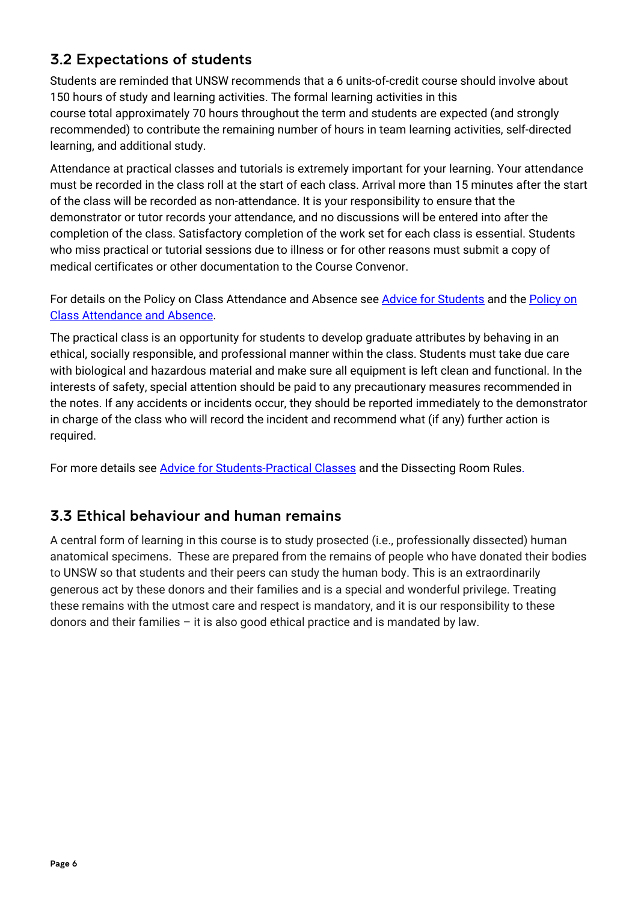## 3.2 Expectations of students

Students are reminded that UNSW recommends that a 6 units-of-credit course should involve about 150 hours of study and learning activities. The formal learning activities in this course total approximately 70 hours throughout the term and students are expected (and strongly recommended) to contribute the remaining number of hours in team learning activities, self-directed learning, and additional study.

Attendance at practical classes and tutorials is extremely important for your learning. Your attendance must be recorded in the class roll at the start of each class. Arrival more than 15 minutes after the start of the class will be recorded as non-attendance. It is your responsibility to ensure that the demonstrator or tutor records your attendance, and no discussions will be entered into after the completion of the class. Satisfactory completion of the work set for each class is essential. Students who miss practical or tutorial sessions due to illness or for other reasons must submit a copy of medical certificates or other documentation to the Course Convenor.

For details on the Policy on Class Attendance and Absence see Advice for Students and the Policy on Class Attendance and Absence.

The practical class is an opportunity for students to develop graduate attributes by behaving in an ethical, socially responsible, and professional manner within the class. Students must take due care with biological and hazardous material and make sure all equipment is left clean and functional. In the interests of safety, special attention should be paid to any precautionary measures recommended in the notes. If any accidents or incidents occur, they should be reported immediately to the demonstrator in charge of the class who will record the incident and recommend what (if any) further action is required.

For more details see Advice for Students-Practical Classes and the Dissecting Room Rules.

## 3.3 Ethical behaviour and human remains

A central form of learning in this course is to study prosected (i.e., professionally dissected) human anatomical specimens. These are prepared from the remains of people who have donated their bodies to UNSW so that students and their peers can study the human body. This is an extraordinarily generous act by these donors and their families and is a special and wonderful privilege. Treating these remains with the utmost care and respect is mandatory, and it is our responsibility to these donors and their families – it is also good ethical practice and is mandated by law.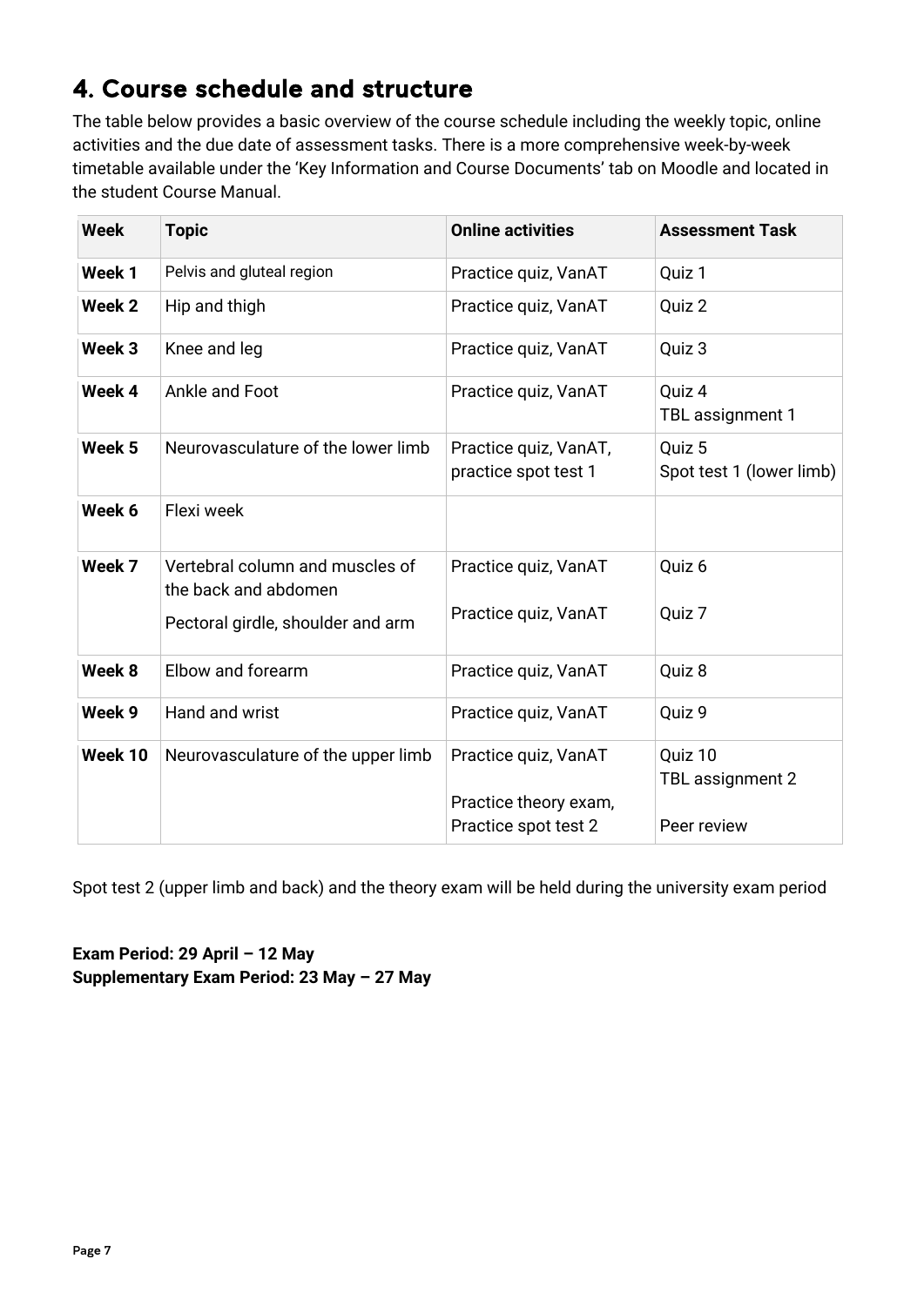## 4. Course schedule and structure

The table below provides a basic overview of the course schedule including the weekly topic, online activities and the due date of assessment tasks. There is a more comprehensive week-by-week timetable available under the 'Key Information and Course Documents' tab on Moodle and located in the student Course Manual.

| Week | Topic | Online activities | Assessment Task |
|---|---|---|---|
| **Week 1** | Pelvis and gluteal region | Practice quiz, VanAT | Quiz 1 |
| **Week 2** | Hip and thigh | Practice quiz, VanAT | Quiz 2 |
| **Week 3** | Knee and leg | Practice quiz, VanAT | Quiz 3 |
| **Week 4** | Ankle and Foot | Practice quiz, VanAT | Quiz 4<br>TBL assignment 1 |
| **Week 5** | Neurovasculature of the lower limb | Practice quiz, VanAT, practice spot test 1 | Quiz 5<br>Spot test 1 (lower limb) |
| **Week 6** | Flexi week | | |
| **Week 7** | Vertebral column and muscles of the back and abdomen<br>Pectoral girdle, shoulder and arm | Practice quiz, VanAT<br>Practice quiz, VanAT | Quiz 6<br>Quiz 7 |
| **Week 8** | Elbow and forearm | Practice quiz, VanAT | Quiz 8 |
| **Week 9** | Hand and wrist | Practice quiz, VanAT | Quiz 9 |
| **Week 10** | Neurovasculature of the upper limb | Practice quiz, VanAT<br>Practice theory exam, Practice spot test 2 | Quiz 10<br>TBL assignment 2<br>Peer review |

Spot test 2 (upper limb and back) and the theory exam will be held during the university exam period

**Exam Period: 29 April – 12 May**
**Supplementary Exam Period: 23 May – 27 May**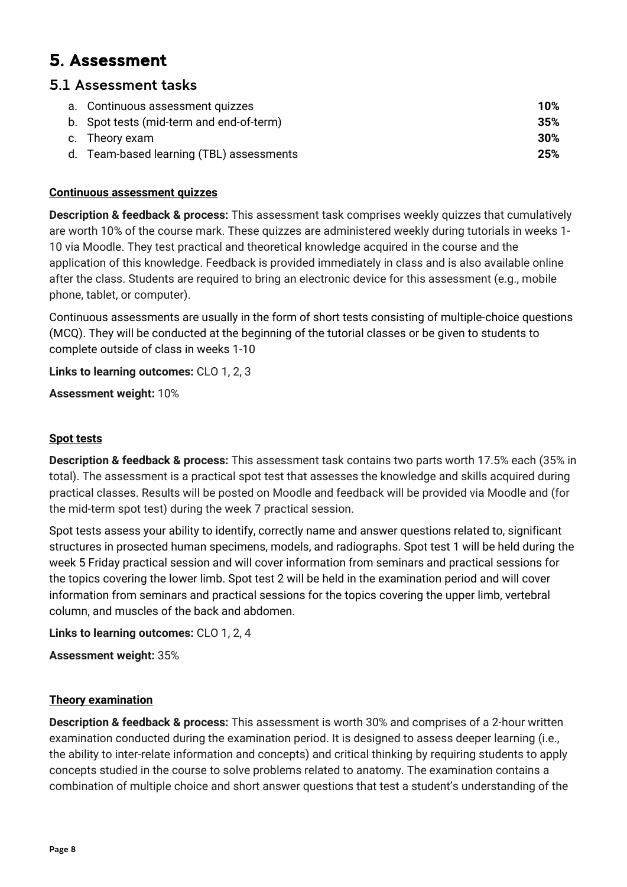# 5. Assessment

## 5.1 Assessment tasks

| | |
|---|---|
| a. Continuous assessment quizzes | **10%** |
| b. Spot tests (mid-term and end-of-term) | **35%** |
| c. Theory exam | **30%** |
| d. Team-based learning (TBL) assessments | **25%** |

**Continuous assessment quizzes**

**Description & feedback & process:** This assessment task comprises weekly quizzes that cumulatively are worth 10% of the course mark. These quizzes are administered weekly during tutorials in weeks 1-10 via Moodle. They test practical and theoretical knowledge acquired in the course and the application of this knowledge. Feedback is provided immediately in class and is also available online after the class. Students are required to bring an electronic device for this assessment (e.g., mobile phone, tablet, or computer).

Continuous assessments are usually in the form of short tests consisting of multiple-choice questions (MCQ). They will be conducted at the beginning of the tutorial classes or be given to students to complete outside of class in weeks 1-10

**Links to learning outcomes:** CLO 1, 2, 3

**Assessment weight:** 10%

**Spot tests**

**Description & feedback & process:** This assessment task contains two parts worth 17.5% each (35% in total). The assessment is a practical spot test that assesses the knowledge and skills acquired during practical classes. Results will be posted on Moodle and feedback will be provided via Moodle and (for the mid-term spot test) during the week 7 practical session.

Spot tests assess your ability to identify, correctly name and answer questions related to, significant structures in prosected human specimens, models, and radiographs. Spot test 1 will be held during the week 5 Friday practical session and will cover information from seminars and practical sessions for the topics covering the lower limb. Spot test 2 will be held in the examination period and will cover information from seminars and practical sessions for the topics covering the upper limb, vertebral column, and muscles of the back and abdomen.

**Links to learning outcomes:** CLO 1, 2, 4

**Assessment weight:** 35%

**Theory examination**

**Description & feedback & process:** This assessment is worth 30% and comprises of a 2-hour written examination conducted during the examination period. It is designed to assess deeper learning (i.e., the ability to inter-relate information and concepts) and critical thinking by requiring students to apply concepts studied in the course to solve problems related to anatomy. The examination contains a combination of multiple choice and short answer questions that test a student's understanding of the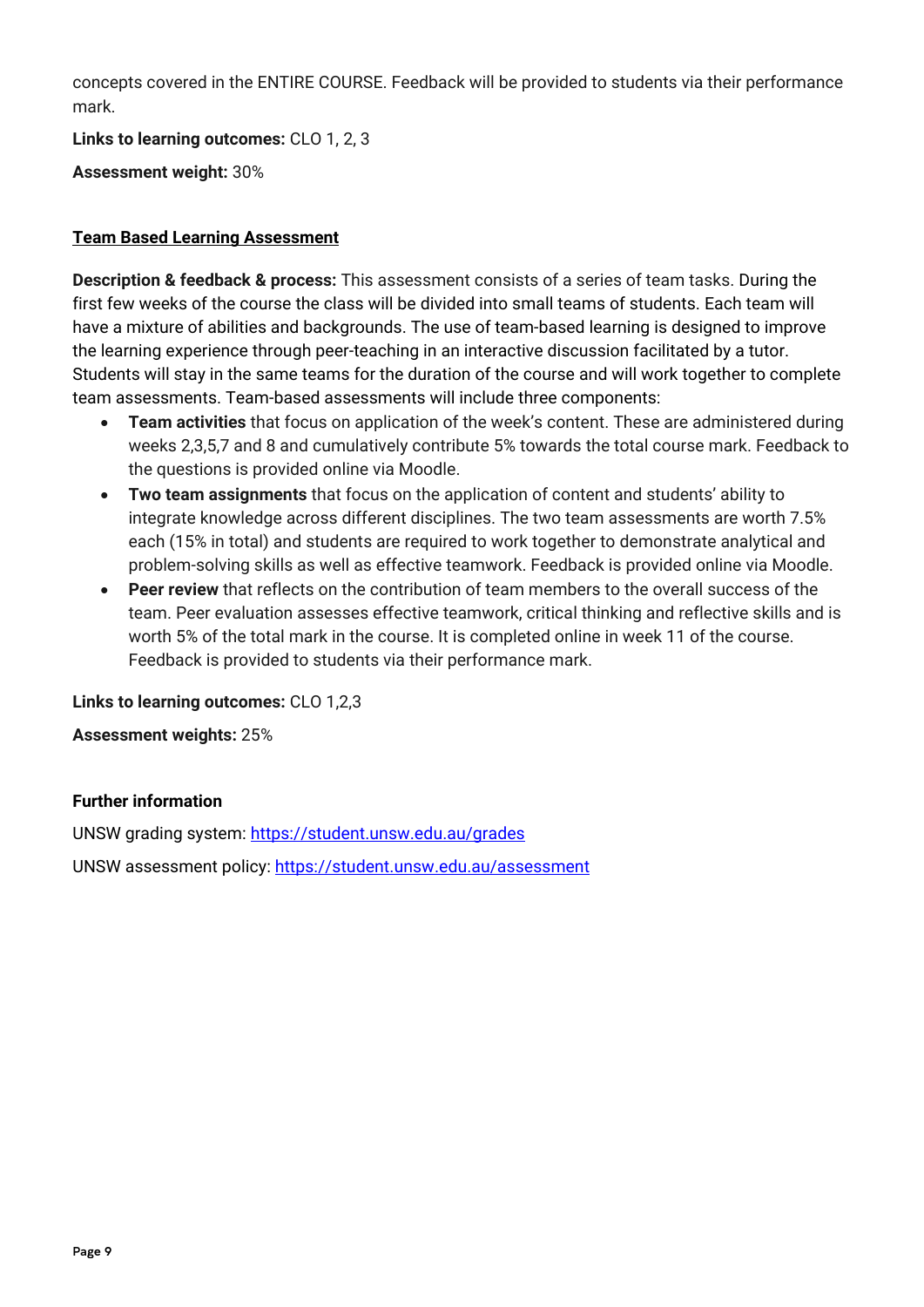concepts covered in the ENTIRE COURSE. Feedback will be provided to students via their performance mark.

**Links to learning outcomes:** CLO 1, 2, 3

**Assessment weight:** 30%

**Team Based Learning Assessment**

**Description & feedback & process:** This assessment consists of a series of team tasks. During the first few weeks of the course the class will be divided into small teams of students. Each team will have a mixture of abilities and backgrounds. The use of team-based learning is designed to improve the learning experience through peer-teaching in an interactive discussion facilitated by a tutor. Students will stay in the same teams for the duration of the course and will work together to complete team assessments. Team-based assessments will include three components:

- **Team activities** that focus on application of the week's content. These are administered during weeks 2,3,5,7 and 8 and cumulatively contribute 5% towards the total course mark. Feedback to the questions is provided online via Moodle.
- **Two team assignments** that focus on the application of content and students' ability to integrate knowledge across different disciplines. The two team assessments are worth 7.5% each (15% in total) and students are required to work together to demonstrate analytical and problem-solving skills as well as effective teamwork. Feedback is provided online via Moodle.
- **Peer review** that reflects on the contribution of team members to the overall success of the team. Peer evaluation assesses effective teamwork, critical thinking and reflective skills and is worth 5% of the total mark in the course. It is completed online in week 11 of the course. Feedback is provided to students via their performance mark.

**Links to learning outcomes:** CLO 1,2,3

**Assessment weights:** 25%

**Further information**

UNSW grading system: https://student.unsw.edu.au/grades

UNSW assessment policy: https://student.unsw.edu.au/assessment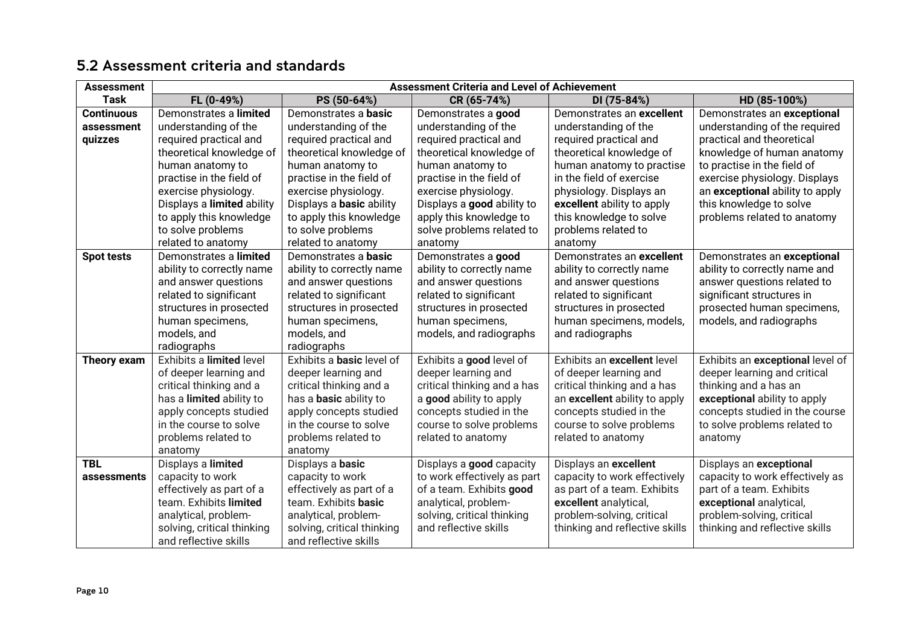## 5.2 Assessment criteria and standards

| Assessment Task | Assessment Criteria and Level of Achievement | | | | |
|---|---|---|---|---|---|
| | **FL (0-49%)** | **PS (50-64%)** | **CR (65-74%)** | **DI (75-84%)** | **HD (85-100%)** |
| **Continuous assessment quizzes** | Demonstrates a **limited** understanding of the required practical and theoretical knowledge of human anatomy to practise in the field of exercise physiology. Displays a **limited** ability to apply this knowledge to solve problems related to anatomy | Demonstrates a **basic** understanding of the required practical and theoretical knowledge of human anatomy to practise in the field of exercise physiology. Displays a **basic** ability to apply this knowledge to solve problems related to anatomy | Demonstrates a **good** understanding of the required practical and theoretical knowledge of human anatomy to practise in the field of exercise physiology. Displays a **good** ability to apply this knowledge to solve problems related to anatomy | Demonstrates an **excellent** understanding of the required practical and theoretical knowledge of human anatomy to practise in the field of exercise physiology. Displays an **excellent** ability to apply this knowledge to solve problems related to anatomy | Demonstrates an **exceptional** understanding of the required practical and theoretical knowledge of human anatomy to practise in the field of exercise physiology. Displays an **exceptional** ability to apply this knowledge to solve problems related to anatomy |
| **Spot tests** | Demonstrates a **limited** ability to correctly name and answer questions related to significant structures in prosected human specimens, models, and radiographs | Demonstrates a **basic** ability to correctly name and answer questions related to significant structures in prosected human specimens, models, and radiographs | Demonstrates a **good** ability to correctly name and answer questions related to significant structures in prosected human specimens, models, and radiographs | Demonstrates an **excellent** ability to correctly name and answer questions related to significant structures in prosected human specimens, models, and radiographs | Demonstrates an **exceptional** ability to correctly name and answer questions related to significant structures in prosected human specimens, models, and radiographs |
| **Theory exam** | Exhibits a **limited** level of deeper learning and critical thinking and a has a **limited** ability to apply concepts studied in the course to solve problems related to anatomy | Exhibits a **basic** level of deeper learning and critical thinking and a has a **basic** ability to apply concepts studied in the course to solve problems related to anatomy | Exhibits a **good** level of deeper learning and critical thinking and a has a **good** ability to apply concepts studied in the course to solve problems related to anatomy | Exhibits an **excellent** level of deeper learning and critical thinking and a has an **excellent** ability to apply concepts studied in the course to solve problems related to anatomy | Exhibits an **exceptional** level of deeper learning and critical thinking and a has an **exceptional** ability to apply concepts studied in the course to solve problems related to anatomy |
| **TBL assessments** | Displays a **limited** capacity to work effectively as part of a team. Exhibits **limited** analytical, problem-solving, critical thinking and reflective skills | Displays a **basic** capacity to work effectively as part of a team. Exhibits **basic** analytical, problem-solving, critical thinking and reflective skills | Displays a **good** capacity to work effectively as part of a team. Exhibits **good** analytical, problem-solving, critical thinking and reflective skills | Displays an **excellent** capacity to work effectively as part of a team. Exhibits **excellent** analytical, problem-solving, critical thinking and reflective skills | Displays an **exceptional** capacity to work effectively as part of a team. Exhibits **exceptional** analytical, problem-solving, critical thinking and reflective skills |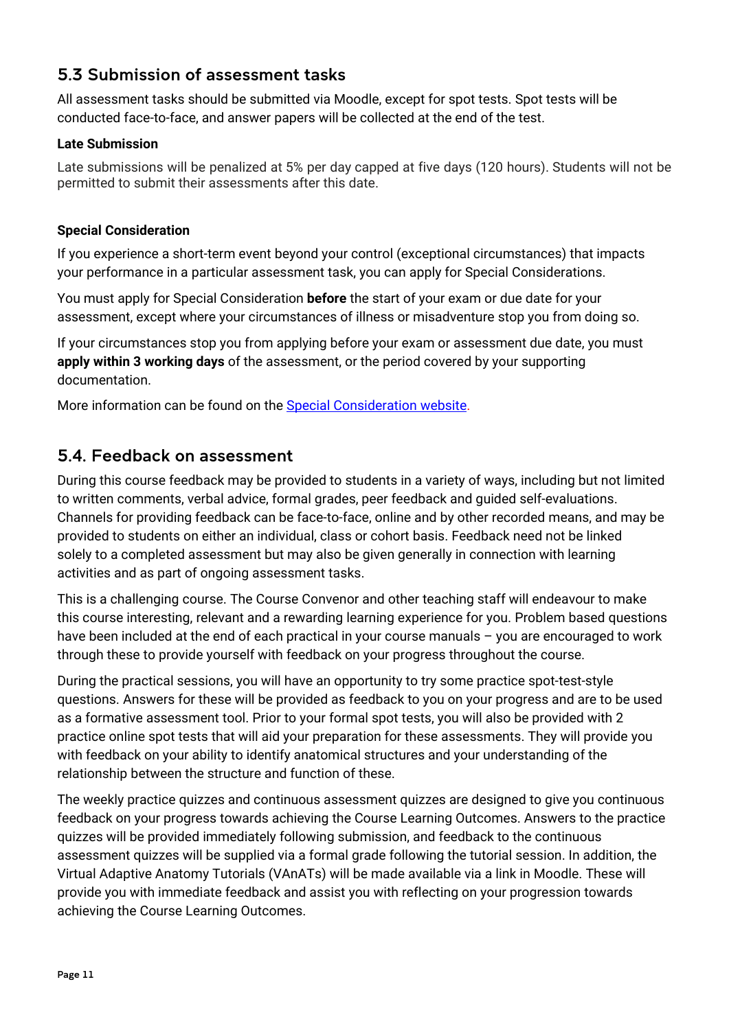## 5.3 Submission of assessment tasks

All assessment tasks should be submitted via Moodle, except for spot tests. Spot tests will be conducted face-to-face, and answer papers will be collected at the end of the test.

**Late Submission**

Late submissions will be penalized at 5% per day capped at five days (120 hours). Students will not be permitted to submit their assessments after this date.

**Special Consideration**

If you experience a short-term event beyond your control (exceptional circumstances) that impacts your performance in a particular assessment task, you can apply for Special Considerations.

You must apply for Special Consideration **before** the start of your exam or due date for your assessment, except where your circumstances of illness or misadventure stop you from doing so.

If your circumstances stop you from applying before your exam or assessment due date, you must **apply within 3 working days** of the assessment, or the period covered by your supporting documentation.

More information can be found on the Special Consideration website.

## 5.4. Feedback on assessment

During this course feedback may be provided to students in a variety of ways, including but not limited to written comments, verbal advice, formal grades, peer feedback and guided self-evaluations. Channels for providing feedback can be face-to-face, online and by other recorded means, and may be provided to students on either an individual, class or cohort basis. Feedback need not be linked solely to a completed assessment but may also be given generally in connection with learning activities and as part of ongoing assessment tasks.

This is a challenging course. The Course Convenor and other teaching staff will endeavour to make this course interesting, relevant and a rewarding learning experience for you. Problem based questions have been included at the end of each practical in your course manuals – you are encouraged to work through these to provide yourself with feedback on your progress throughout the course.

During the practical sessions, you will have an opportunity to try some practice spot-test-style questions. Answers for these will be provided as feedback to you on your progress and are to be used as a formative assessment tool. Prior to your formal spot tests, you will also be provided with 2 practice online spot tests that will aid your preparation for these assessments. They will provide you with feedback on your ability to identify anatomical structures and your understanding of the relationship between the structure and function of these.

The weekly practice quizzes and continuous assessment quizzes are designed to give you continuous feedback on your progress towards achieving the Course Learning Outcomes. Answers to the practice quizzes will be provided immediately following submission, and feedback to the continuous assessment quizzes will be supplied via a formal grade following the tutorial session. In addition, the Virtual Adaptive Anatomy Tutorials (VAnATs) will be made available via a link in Moodle. These will provide you with immediate feedback and assist you with reflecting on your progression towards achieving the Course Learning Outcomes.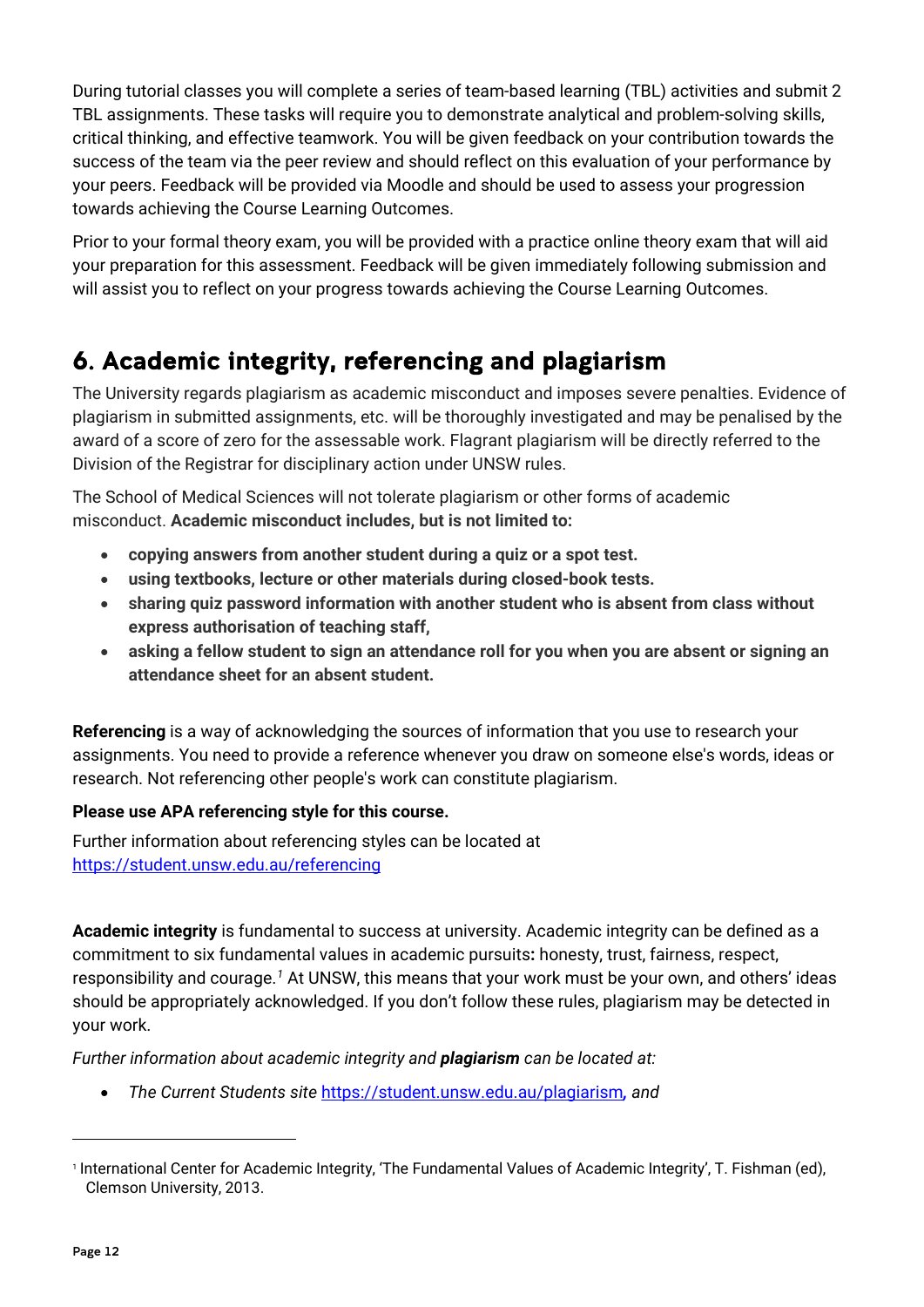During tutorial classes you will complete a series of team-based learning (TBL) activities and submit 2 TBL assignments. These tasks will require you to demonstrate analytical and problem-solving skills, critical thinking, and effective teamwork. You will be given feedback on your contribution towards the success of the team via the peer review and should reflect on this evaluation of your performance by your peers. Feedback will be provided via Moodle and should be used to assess your progression towards achieving the Course Learning Outcomes.

Prior to your formal theory exam, you will be provided with a practice online theory exam that will aid your preparation for this assessment. Feedback will be given immediately following submission and will assist you to reflect on your progress towards achieving the Course Learning Outcomes.

## 6. Academic integrity, referencing and plagiarism

The University regards plagiarism as academic misconduct and imposes severe penalties. Evidence of plagiarism in submitted assignments, etc. will be thoroughly investigated and may be penalised by the award of a score of zero for the assessable work. Flagrant plagiarism will be directly referred to the Division of the Registrar for disciplinary action under UNSW rules.

The School of Medical Sciences will not tolerate plagiarism or other forms of academic misconduct. **Academic misconduct includes, but is not limited to:**

- **copying answers from another student during a quiz or a spot test.**
- **using textbooks, lecture or other materials during closed-book tests.**
- **sharing quiz password information with another student who is absent from class without express authorisation of teaching staff,**
- **asking a fellow student to sign an attendance roll for you when you are absent or signing an attendance sheet for an absent student.**

**Referencing** is a way of acknowledging the sources of information that you use to research your assignments. You need to provide a reference whenever you draw on someone else's words, ideas or research. Not referencing other people's work can constitute plagiarism.

**Please use APA referencing style for this course.**

Further information about referencing styles can be located at https://student.unsw.edu.au/referencing

**Academic integrity** is fundamental to success at university. Academic integrity can be defined as a commitment to six fundamental values in academic pursuits**:** honesty, trust, fairness, respect, responsibility and courage.[1] At UNSW, this means that your work must be your own, and others' ideas should be appropriately acknowledged. If you don't follow these rules, plagiarism may be detected in your work.

*Further information about academic integrity and **plagiarism** can be located at:*

- *The Current Students site* https://student.unsw.edu.au/plagiarism*, and*

---

[1] International Center for Academic Integrity, 'The Fundamental Values of Academic Integrity', T. Fishman (ed), Clemson University, 2013.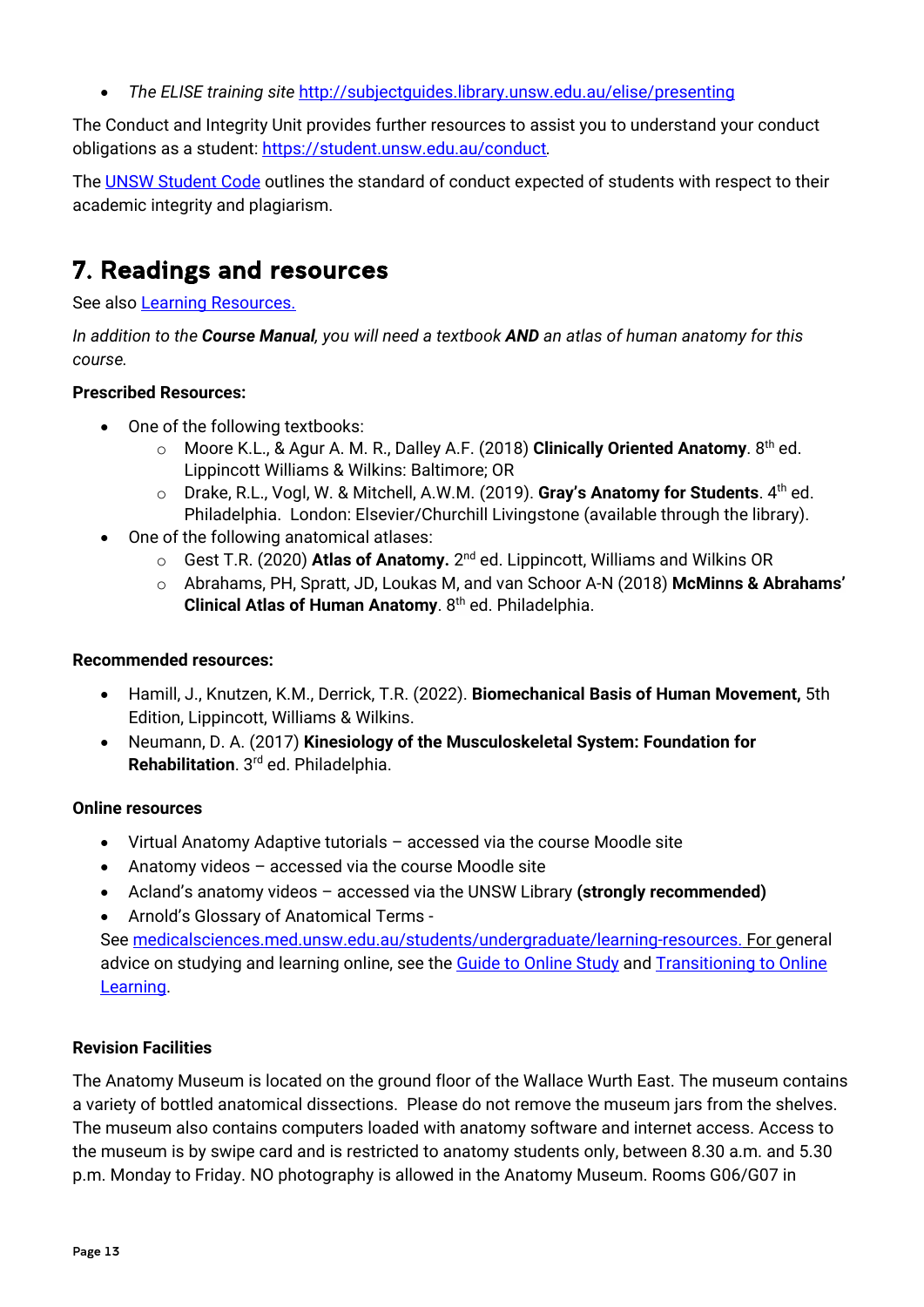- *The ELISE training site* [http://subjectguides.library.unsw.edu.au/elise/presenting](http://subjectguides.library.unsw.edu.au/elise/presenting)

The Conduct and Integrity Unit provides further resources to assist you to understand your conduct obligations as a student: [https://student.unsw.edu.au/conduct](https://student.unsw.edu.au/conduct).

The [UNSW Student Code](#) outlines the standard of conduct expected of students with respect to their academic integrity and plagiarism.

## 7. Readings and resources

See also [Learning Resources.](#)

*In addition to the **Course Manual**, you will need a textbook **AND** an atlas of human anatomy for this course.*

**Prescribed Resources:**

- One of the following textbooks:
  - Moore K.L., & Agur A. M. R., Dalley A.F. (2018) **Clinically Oriented Anatomy**. 8th ed. Lippincott Williams & Wilkins: Baltimore; OR
  - Drake, R.L., Vogl, W. & Mitchell, A.W.M. (2019). **Gray's Anatomy for Students**. 4th ed. Philadelphia. London: Elsevier/Churchill Livingstone (available through the library).
- One of the following anatomical atlases:
  - Gest T.R. (2020) **Atlas of Anatomy.** 2nd ed. Lippincott, Williams and Wilkins OR
  - Abrahams, PH, Spratt, JD, Loukas M, and van Schoor A-N (2018) **McMinns & Abrahams' Clinical Atlas of Human Anatomy**. 8th ed. Philadelphia.

**Recommended resources:**

- Hamill, J., Knutzen, K.M., Derrick, T.R. (2022). **Biomechanical Basis of Human Movement,** 5th Edition, Lippincott, Williams & Wilkins.
- Neumann, D. A. (2017) **Kinesiology of the Musculoskeletal System: Foundation for Rehabilitation**. 3rd ed. Philadelphia.

**Online resources**

- Virtual Anatomy Adaptive tutorials – accessed via the course Moodle site
- Anatomy videos – accessed via the course Moodle site
- Acland's anatomy videos – accessed via the UNSW Library **(strongly recommended)**
- Arnold's Glossary of Anatomical Terms -
  See [medicalsciences.med.unsw.edu.au/students/undergraduate/learning-resources.](#) For general advice on studying and learning online, see the [Guide to Online Study](#) and [Transitioning to Online Learning](#).

**Revision Facilities**

The Anatomy Museum is located on the ground floor of the Wallace Wurth East. The museum contains a variety of bottled anatomical dissections. Please do not remove the museum jars from the shelves. The museum also contains computers loaded with anatomy software and internet access. Access to the museum is by swipe card and is restricted to anatomy students only, between 8.30 a.m. and 5.30 p.m. Monday to Friday. NO photography is allowed in the Anatomy Museum. Rooms G06/G07 in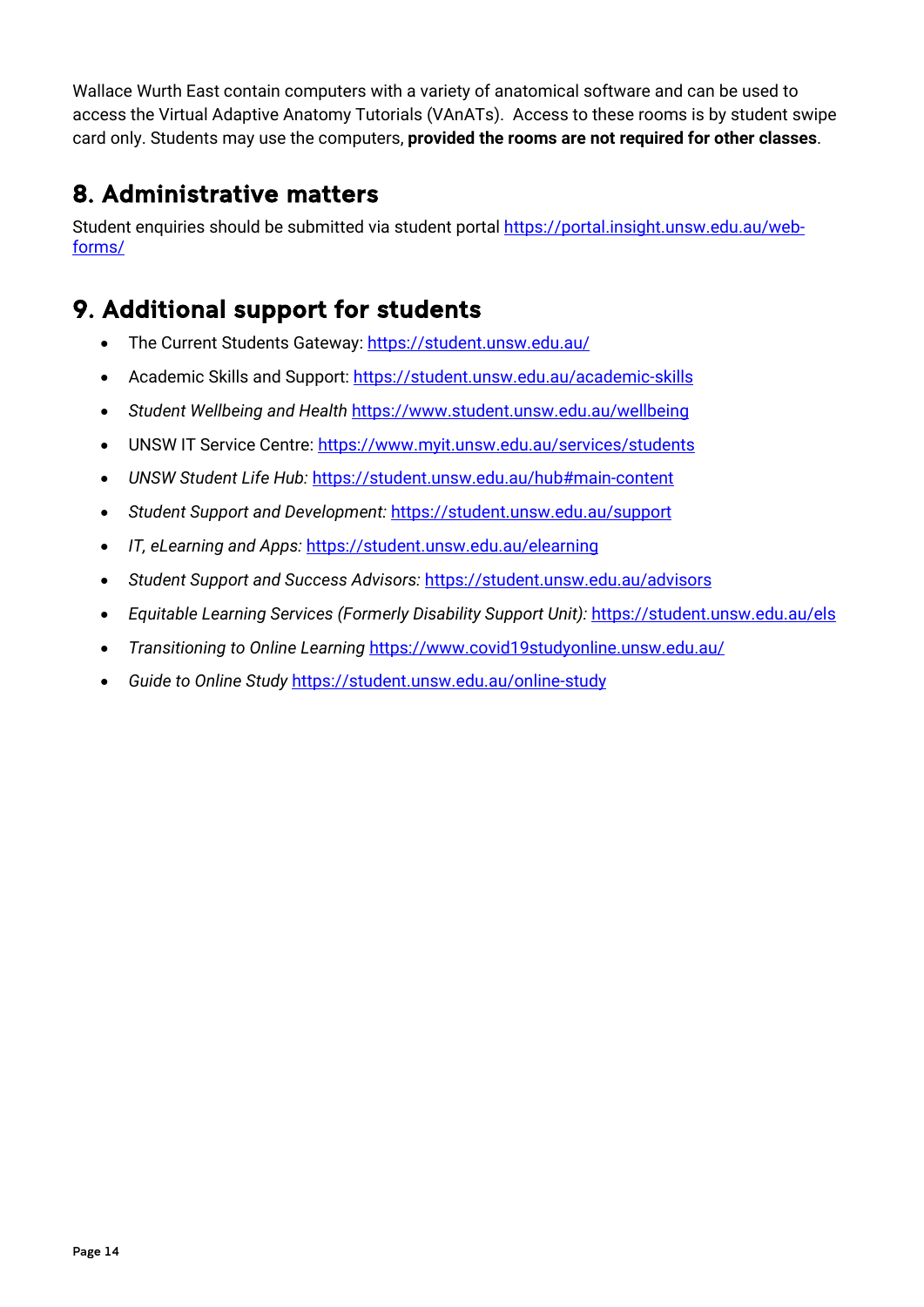Wallace Wurth East contain computers with a variety of anatomical software and can be used to access the Virtual Adaptive Anatomy Tutorials (VAnATs). Access to these rooms is by student swipe card only. Students may use the computers, **provided the rooms are not required for other classes**.

## 8. Administrative matters

Student enquiries should be submitted via student portal https://portal.insight.unsw.edu.au/web-forms/

## 9. Additional support for students

- The Current Students Gateway: https://student.unsw.edu.au/
- Academic Skills and Support: https://student.unsw.edu.au/academic-skills
- *Student Wellbeing and Health* https://www.student.unsw.edu.au/wellbeing
- UNSW IT Service Centre: https://www.myit.unsw.edu.au/services/students
- *UNSW Student Life Hub:* https://student.unsw.edu.au/hub#main-content
- *Student Support and Development:* https://student.unsw.edu.au/support
- *IT, eLearning and Apps:* https://student.unsw.edu.au/elearning
- *Student Support and Success Advisors:* https://student.unsw.edu.au/advisors
- *Equitable Learning Services (Formerly Disability Support Unit):* https://student.unsw.edu.au/els
- *Transitioning to Online Learning* https://www.covid19studyonline.unsw.edu.au/
- *Guide to Online Study* https://student.unsw.edu.au/online-study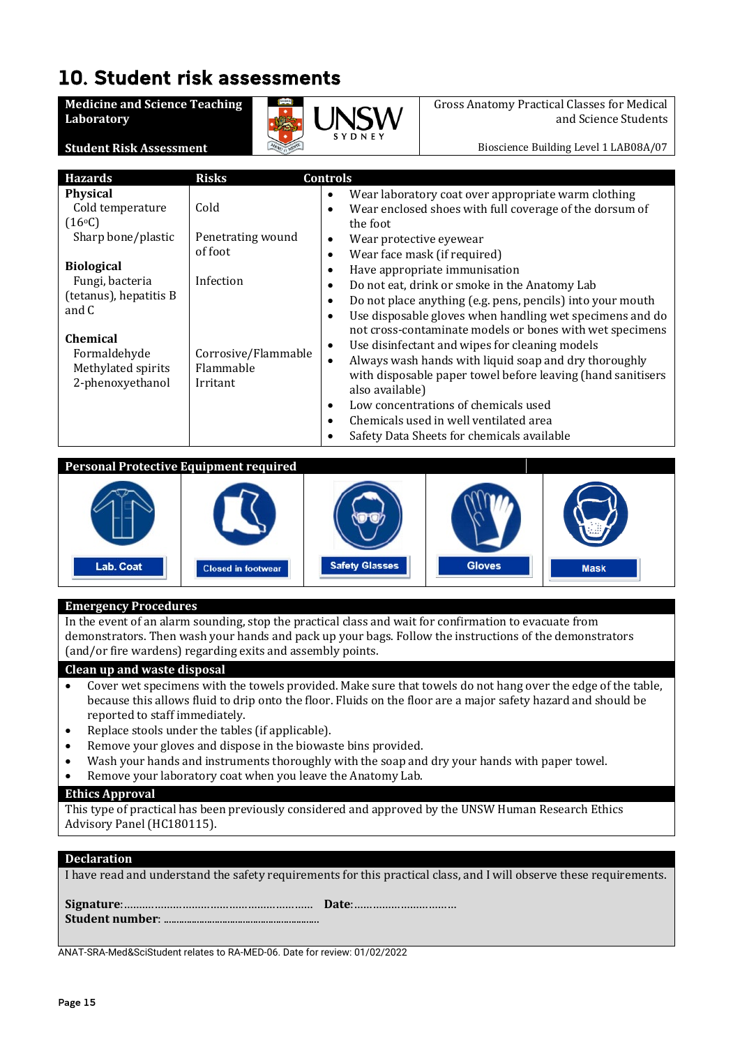# 10. Student risk assessments

| Medicine and Science Teaching Laboratory<br><br>Student Risk Assessment | UNSW SYDNEY | Gross Anatomy Practical Classes for Medical and Science Students<br><br>Bioscience Building Level 1 LAB08A/07 |
|---|---|---|

| Hazards | Risks | Controls |
|---|---|---|
| **Physical**<br>Cold temperature (16°C)<br>Sharp bone/plastic<br><br>**Biological**<br>Fungi, bacteria (tetanus), hepatitis B and C<br><br>**Chemical**<br>Formaldehyde<br>Methylated spirits<br>2-phenoxyethanol | <br>Cold<br><br>Penetrating wound of foot<br><br><br>Infection<br><br><br><br>Corrosive/Flammable<br>Flammable<br>Irritant | • Wear laboratory coat over appropriate warm clothing<br>• Wear enclosed shoes with full coverage of the dorsum of the foot<br>• Wear protective eyewear<br>• Wear face mask (if required)<br>• Have appropriate immunisation<br>• Do not eat, drink or smoke in the Anatomy Lab<br>• Do not place anything (e.g. pens, pencils) into your mouth<br>• Use disposable gloves when handling wet specimens and do not cross-contaminate models or bones with wet specimens<br>• Use disinfectant and wipes for cleaning models<br>• Always wash hands with liquid soap and dry thoroughly with disposable paper towel before leaving (hand sanitisers also available)<br>• Low concentrations of chemicals used<br>• Chemicals used in well ventilated area<br>• Safety Data Sheets for chemicals available |

**Personal Protective Equipment required**

| Lab. Coat | Closed in footwear | Safety Glasses | Gloves | Mask |
|---|---|---|---|---|

**Emergency Procedures**

In the event of an alarm sounding, stop the practical class and wait for confirmation to evacuate from demonstrators. Then wash your hands and pack up your bags. Follow the instructions of the demonstrators (and/or fire wardens) regarding exits and assembly points.

**Clean up and waste disposal**

- Cover wet specimens with the towels provided. Make sure that towels do not hang over the edge of the table, because this allows fluid to drip onto the floor. Fluids on the floor are a major safety hazard and should be reported to staff immediately.
- Replace stools under the tables (if applicable).
- Remove your gloves and dispose in the biowaste bins provided.
- Wash your hands and instruments thoroughly with the soap and dry your hands with paper towel.
- Remove your laboratory coat when you leave the Anatomy Lab.

**Ethics Approval**

This type of practical has been previously considered and approved by the UNSW Human Research Ethics Advisory Panel (HC180115).

**Declaration**

I have read and understand the safety requirements for this practical class, and I will observe these requirements.

**Signature**:……………………………………………… **Date**:……………………………

**Student number**: ………………………………………………

ANAT-SRA-Med&SciStudent relates to RA-MED-06. Date for review: 01/02/2022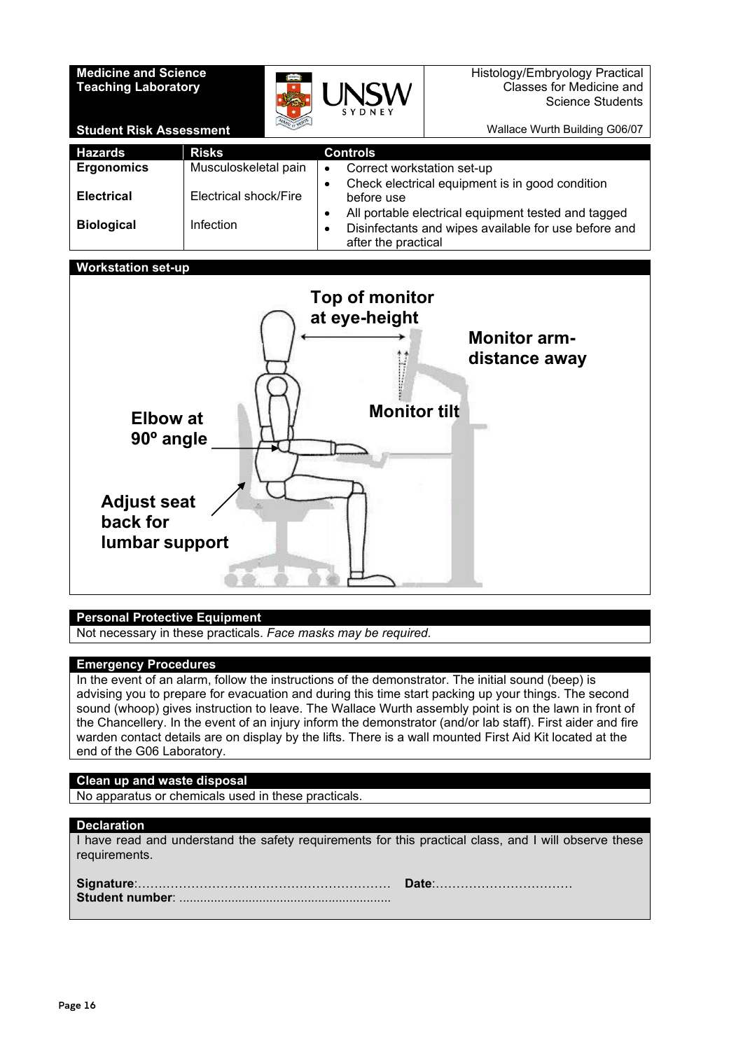| **Medicine and Science Teaching Laboratory** | UNSW SYDNEY | Histology/Embryology Practical Classes for Medicine and Science Students |
|---|---|---|
| **Student Risk Assessment** | | Wallace Wurth Building G06/07 |

| Hazards | Risks | Controls |
|---|---|---|
| **Ergonomics** | Musculoskeletal pain | • Correct workstation set-up |
| **Electrical** | Electrical shock/Fire | • Check electrical equipment is in good condition before use<br>• All portable electrical equipment tested and tagged |
| **Biological** | Infection | • Disinfectants and wipes available for use before and after the practical |

## Workstation set-up

Top of monitor at eye-height

Monitor arm-distance away

Monitor tilt

Elbow at 90º angle

Adjust seat back for lumbar support

## Personal Protective Equipment

Not necessary in these practicals. *Face masks may be required.*

## Emergency Procedures

In the event of an alarm, follow the instructions of the demonstrator. The initial sound (beep) is advising you to prepare for evacuation and during this time start packing up your things. The second sound (whoop) gives instruction to leave. The Wallace Wurth assembly point is on the lawn in front of the Chancellery. In the event of an injury inform the demonstrator (and/or lab staff). First aider and fire warden contact details are on display by the lifts. There is a wall mounted First Aid Kit located at the end of the G06 Laboratory.

## Clean up and waste disposal

No apparatus or chemicals used in these practicals.

## Declaration

I have read and understand the safety requirements for this practical class, and I will observe these requirements.

**Signature**:……………………………………………………… **Date**:……………………………

**Student number**: ............................................................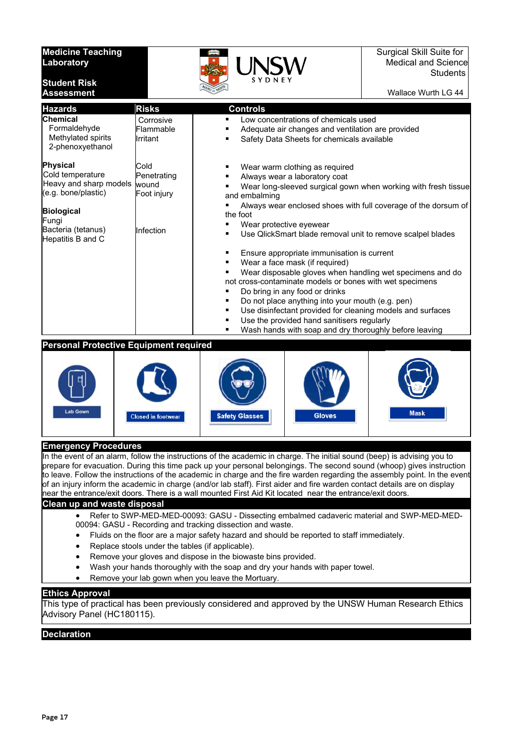| Medicine Teaching Laboratory<br><br>Student Risk Assessment | UNSW SYDNEY | Surgical Skill Suite for Medical and Science Students<br><br>Wallace Wurth LG 44 |
|---|---|---|

| Hazards | Risks | Controls |
|---|---|---|
| **Chemical**<br>Formaldehyde<br>Methylated spirits<br>2-phenoxyethanol | Corrosive<br>Flammable<br>Irritant | ▪ Low concentrations of chemicals used<br>▪ Adequate air changes and ventilation are provided<br>▪ Safety Data Sheets for chemicals available |
| **Physical**<br>Cold temperature<br>Heavy and sharp models (e.g. bone/plastic) | Cold<br>Penetrating wound<br>Foot injury | ▪ Wear warm clothing as required<br>▪ Always wear a laboratory coat<br>▪ Wear long-sleeved surgical gown when working with fresh tissue and embalming<br>▪ Always wear enclosed shoes with full coverage of the dorsum of the foot<br>▪ Wear protective eyewear<br>▪ Use QlickSmart blade removal unit to remove scalpel blades |
| **Biological**<br>Fungi<br>Bacteria (tetanus)<br>Hepatitis B and C | Infection | ▪ Ensure appropriate immunisation is current<br>▪ Wear a face mask (if required)<br>▪ Wear disposable gloves when handling wet specimens and do not cross-contaminate models or bones with wet specimens<br>▪ Do bring in any food or drinks<br>▪ Do not place anything into your mouth (e.g. pen)<br>▪ Use disinfectant provided for cleaning models and surfaces<br>▪ Use the provided hand sanitisers regularly<br>▪ Wash hands with soap and dry thoroughly before leaving |

## Personal Protective Equipment required

| Lab Gown | Closed in footwear | Safety Glasses | Gloves | Mask |
|---|---|---|---|---|

## Emergency Procedures

In the event of an alarm, follow the instructions of the academic in charge. The initial sound (beep) is advising you to prepare for evacuation. During this time pack up your personal belongings. The second sound (whoop) gives instruction to leave. Follow the instructions of the academic in charge and the fire warden regarding the assembly point. In the event of an injury inform the academic in charge (and/or lab staff). First aider and fire warden contact details are on display near the entrance/exit doors. There is a wall mounted First Aid Kit located near the entrance/exit doors.

## Clean up and waste disposal

- Refer to SWP-MED-MED-00093: GASU - Dissecting embalmed cadaveric material and SWP-MED-MED-00094: GASU - Recording and tracking dissection and waste.
- Fluids on the floor are a major safety hazard and should be reported to staff immediately.
- Replace stools under the tables (if applicable).
- Remove your gloves and dispose in the biowaste bins provided.
- Wash your hands thoroughly with the soap and dry your hands with paper towel.
- Remove your lab gown when you leave the Mortuary.

## Ethics Approval

This type of practical has been previously considered and approved by the UNSW Human Research Ethics Advisory Panel (HC180115).

## Declaration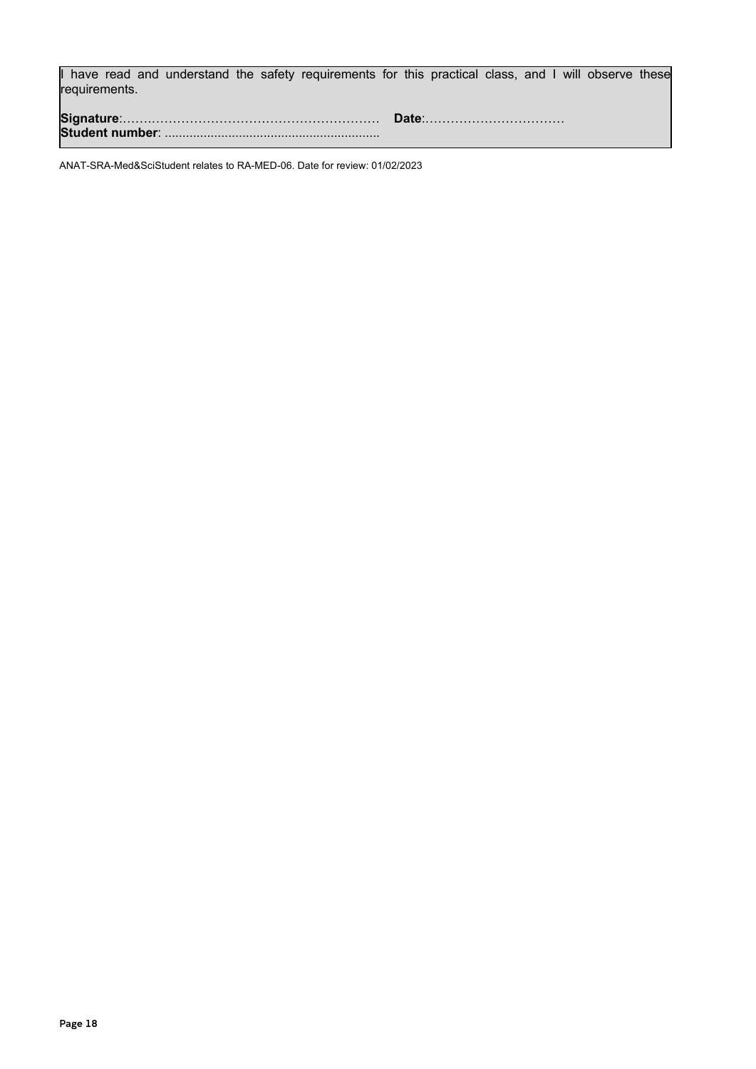I have read and understand the safety requirements for this practical class, and I will observe these requirements.

**Signature**:……………………………………………………… **Date**:……………………………

**Student number**: ............................................................

ANAT-SRA-Med&SciStudent relates to RA-MED-06. Date for review: 01/02/2023